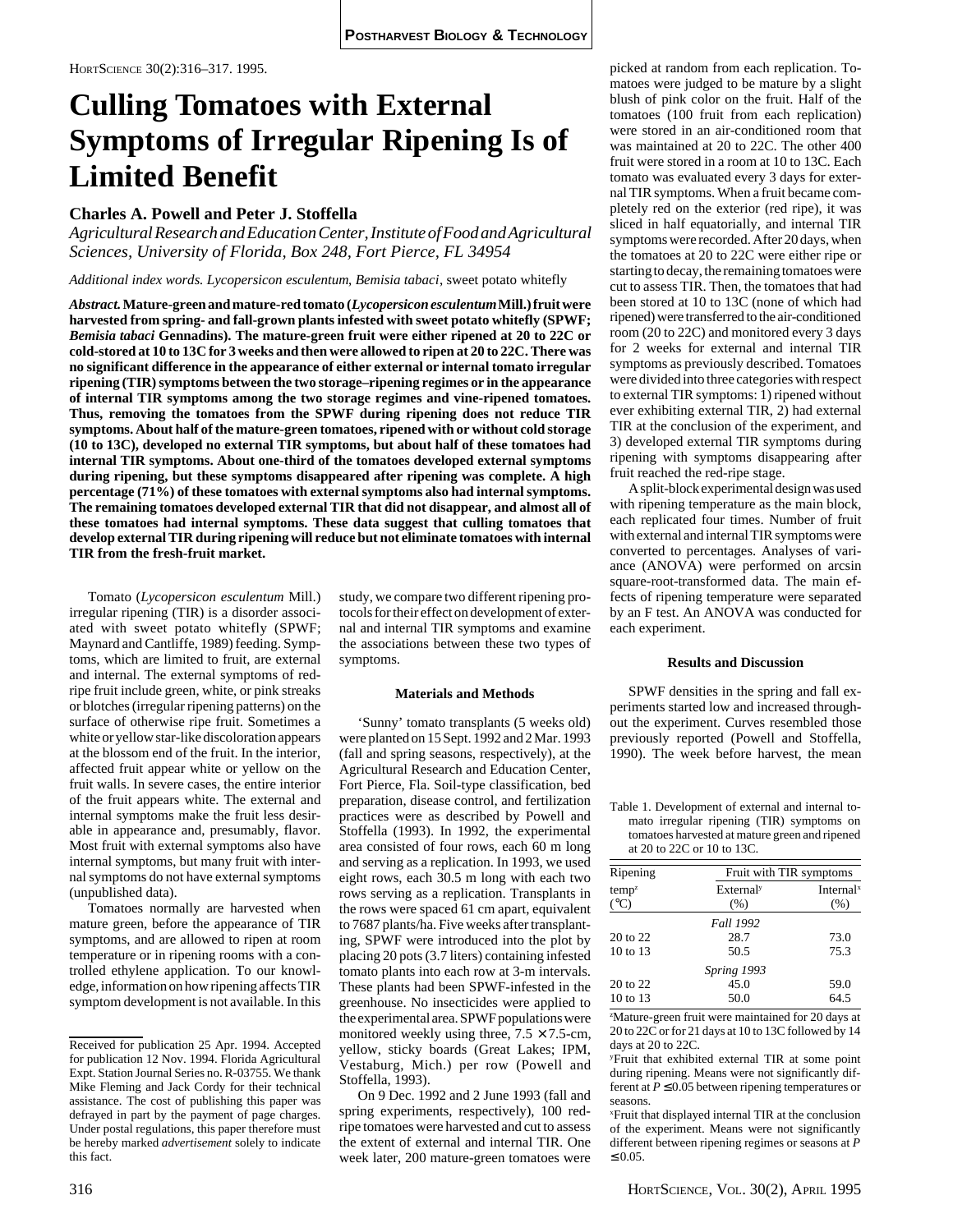POSTHARVEST BIOLOGY & TECHNOLOGY

# Culling Tomatoes with External Symptoms of Irregular Ripening Is of Limited Benefit

**Charles A. Powell and Peter J. Stoffella**

*Agricultural Research and Education Center, Institute of Food and Agricultural Sciences, University of Florida, Box 248, Fort Pierce, FL 34954*

*Additional index words. Lycopersicon esculentum, Bemisia tabaci*, sweet potato whitefly

***Abstract.*** **Mature-green and mature-red tomato (*Lycopersicon esculentum* Mill.) fruit were harvested from spring- and fall-grown plants infested with sweet potato whitefly (SPWF; *Bemisia tabaci* Gennadins). The mature-green fruit were either ripened at 20 to 22C or cold-stored at 10 to 13C for 3 weeks and then were allowed to ripen at 20 to 22C. There was no significant difference in the appearance of either external or internal tomato irregular ripening (TIR) symptoms between the two storage–ripening regimes or in the appearance of internal TIR symptoms among the two storage regimes and vine-ripened tomatoes. Thus, removing the tomatoes from the SPWF during ripening does not reduce TIR symptoms. About half of the mature-green tomatoes, ripened with or without cold storage (10 to 13C), developed no external TIR symptoms, but about half of these tomatoes had internal TIR symptoms. About one-third of the tomatoes developed external symptoms during ripening, but these symptoms disappeared after ripening was complete. A high percentage (71%) of these tomatoes with external symptoms also had internal symptoms. The remaining tomatoes developed external TIR that did not disappear, and almost all of these tomatoes had internal symptoms. These data suggest that culling tomatoes that develop external TIR during ripening will reduce but not eliminate tomatoes with internal TIR from the fresh-fruit market.**

Tomato (*Lycopersicon esculentum* Mill.) irregular ripening (TIR) is a disorder associated with sweet potato whitefly (SPWF; Maynard and Cantliffe, 1989) feeding. Symptoms, which are limited to fruit, are external and internal. The external symptoms of red-ripe fruit include green, white, or pink streaks or blotches (irregular ripening patterns) on the surface of otherwise ripe fruit. Sometimes a white or yellow star-like discoloration appears at the blossom end of the fruit. In the interior, affected fruit appear white or yellow on the fruit walls. In severe cases, the entire interior of the fruit appears white. The external and internal symptoms make the fruit less desirable in appearance and, presumably, flavor. Most fruit with external symptoms also have internal symptoms, but many fruit with internal symptoms do not have external symptoms (unpublished data).

Tomatoes normally are harvested when mature green, before the appearance of TIR symptoms, and are allowed to ripen at room temperature or in ripening rooms with a controlled ethylene application. To our knowledge, information on how ripening affects TIR symptom development is not available. In this study, we compare two different ripening protocols for their effect on development of external and internal TIR symptoms and examine the associations between these two types of symptoms.

Received for publication 25 Apr. 1994. Accepted for publication 12 Nov. 1994. Florida Agricultural Expt. Station Journal Series no. R-03755. We thank Mike Fleming and Jack Cordy for their technical assistance. The cost of publishing this paper was defrayed in part by the payment of page charges. Under postal regulations, this paper therefore must be hereby marked *advertisement* solely to indicate this fact.

## Materials and Methods

'Sunny' tomato transplants (5 weeks old) were planted on 15 Sept. 1992 and 2 Mar. 1993 (fall and spring seasons, respectively), at the Agricultural Research and Education Center, Fort Pierce, Fla. Soil-type classification, bed preparation, disease control, and fertilization practices were as described by Powell and Stoffella (1993). In 1992, the experimental area consisted of four rows, each 60 m long and serving as a replication. In 1993, we used eight rows, each 30.5 m long with each two rows serving as a replication. Transplants in the rows were spaced 61 cm apart, equivalent to 7687 plants/ha. Five weeks after transplanting, SPWF were introduced into the plot by placing 20 pots (3.7 liters) containing infested tomato plants into each row at 3-m intervals. These plants had been SPWF-infested in the greenhouse. No insecticides were applied to the experimental area. SPWF populations were monitored weekly using three, 7.5 × 7.5-cm, yellow, sticky boards (Great Lakes; IPM, Vestaburg, Mich.) per row (Powell and Stoffella, 1993).

On 9 Dec. 1992 and 2 June 1993 (fall and spring experiments, respectively), 100 red-ripe tomatoes were harvested and cut to assess the extent of external and internal TIR. One week later, 200 mature-green tomatoes were picked at random from each replication. Tomatoes were judged to be mature by a slight blush of pink color on the fruit. Half of the tomatoes (100 fruit from each replication) were stored in an air-conditioned room that was maintained at 20 to 22C. The other 400 fruit were stored in a room at 10 to 13C. Each tomato was evaluated every 3 days for external TIR symptoms. When a fruit became completely red on the exterior (red ripe), it was sliced in half equatorially, and internal TIR symptoms were recorded. After 20 days, when the tomatoes at 20 to 22C were either ripe or starting to decay, the remaining tomatoes were cut to assess TIR. Then, the tomatoes that had been stored at 10 to 13C (none of which had ripened) were transferred to the air-conditioned room (20 to 22C) and monitored every 3 days for 2 weeks for external and internal TIR symptoms as previously described. Tomatoes were divided into three categories with respect to external TIR symptoms: 1) ripened without ever exhibiting external TIR, 2) had external TIR at the conclusion of the experiment, and 3) developed external TIR symptoms during ripening with symptoms disappearing after fruit reached the red-ripe stage.

A split-block experimental design was used with ripening temperature as the main block, each replicated four times. Number of fruit with external and internal TIR symptoms were converted to percentages. Analyses of variance (ANOVA) were performed on arcsin square-root-transformed data. The main effects of ripening temperature were separated by an F test. An ANOVA was conducted for each experiment.

## Results and Discussion

SPWF densities in the spring and fall experiments started low and increased throughout the experiment. Curves resembled those previously reported (Powell and Stoffella, 1990). The week before harvest, the mean

Table 1. Development of external and internal tomato irregular ripening (TIR) symptoms on tomatoes harvested at mature green and ripened at 20 to 22C or 10 to 13C.

| Ripening temp[z] (°C) | Fruit with TIR symptoms | |
|---|---|---|
| | External[y] (%) | Internal[x] (%) |
| *Fall 1992* | | |
| 20 to 22 | 28.7 | 73.0 |
| 10 to 13 | 50.5 | 75.3 |
| *Spring 1993* | | |
| 20 to 22 | 45.0 | 59.0 |
| 10 to 13 | 50.0 | 64.5 |

[z]Mature-green fruit were maintained for 20 days at 20 to 22C or for 21 days at 10 to 13C followed by 14 days at 20 to 22C.

[y]Fruit that exhibited external TIR at some point during ripening. Means were not significantly different at $P \leq 0.05$ between ripening temperatures or seasons.

[x]Fruit that displayed internal TIR at the conclusion of the experiment. Means were not significantly different between ripening regimes or seasons at $P \leq 0.05$.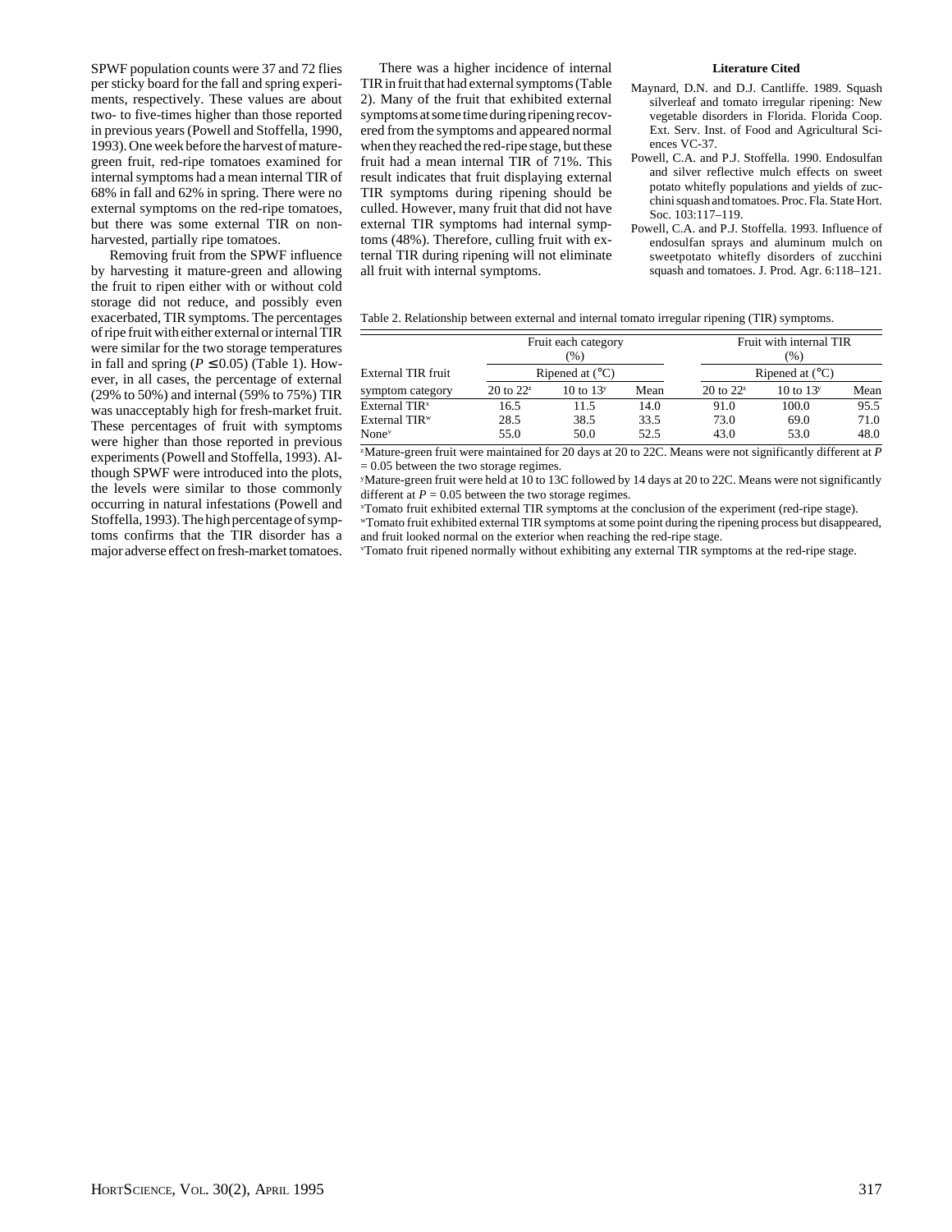SPWF population counts were 37 and 72 flies per sticky board for the fall and spring experiments, respectively. These values are about two- to five-times higher than those reported in previous years (Powell and Stoffella, 1990, 1993). One week before the harvest of mature-green fruit, red-ripe tomatoes examined for internal symptoms had a mean internal TIR of 68% in fall and 62% in spring. There were no external symptoms on the red-ripe tomatoes, but there was some external TIR on non-harvested, partially ripe tomatoes.

Removing fruit from the SPWF influence by harvesting it mature-green and allowing the fruit to ripen either with or without cold storage did not reduce, and possibly even exacerbated, TIR symptoms. The percentages of ripe fruit with either external or internal TIR were similar for the two storage temperatures in fall and spring ($P \leq 0.05$) (Table 1). However, in all cases, the percentage of external (29% to 50%) and internal (59% to 75%) TIR was unacceptably high for fresh-market fruit. These percentages of fruit with symptoms were higher than those reported in previous experiments (Powell and Stoffella, 1993). Although SPWF were introduced into the plots, the levels were similar to those commonly occurring in natural infestations (Powell and Stoffella, 1993). The high percentage of symptoms confirms that the TIR disorder has a major adverse effect on fresh-market tomatoes.

There was a higher incidence of internal TIR in fruit that had external symptoms (Table 2). Many of the fruit that exhibited external symptoms at some time during ripening recovered from the symptoms and appeared normal when they reached the red-ripe stage, but these fruit had a mean internal TIR of 71%. This result indicates that fruit displaying external TIR symptoms during ripening should be culled. However, many fruit that did not have external TIR symptoms had internal symptoms (48%). Therefore, culling fruit with external TIR during ripening will not eliminate all fruit with internal symptoms.

Table 2. Relationship between external and internal tomato irregular ripening (TIR) symptoms.

| External TIR fruit symptom category | Fruit each category (%) Ripened at (°C) 20 to 22[z] | 10 to 13[y] | Mean | Fruit with internal TIR (%) Ripened at (°C) 20 to 22[z] | 10 to 13[y] | Mean |
|---|---|---|---|---|---|---|
| External TIR[x] | 16.5 | 11.5 | 14.0 | 91.0 | 100.0 | 95.5 |
| External TIR[w] | 28.5 | 38.5 | 33.5 | 73.0 | 69.0 | 71.0 |
| None[v] | 55.0 | 50.0 | 52.5 | 43.0 | 53.0 | 48.0 |

[z]Mature-green fruit were maintained for 20 days at 20 to 22C. Means were not significantly different at $P = 0.05$ between the two storage regimes.

[y]Mature-green fruit were held at 10 to 13C followed by 14 days at 20 to 22C. Means were not significantly different at $P = 0.05$ between the two storage regimes.

[x]Tomato fruit exhibited external TIR symptoms at the conclusion of the experiment (red-ripe stage).

[w]Tomato fruit exhibited external TIR symptoms at some point during the ripening process but disappeared, and fruit looked normal on the exterior when reaching the red-ripe stage.

[v]Tomato fruit ripened normally without exhibiting any external TIR symptoms at the red-ripe stage.

### Literature Cited

Maynard, D.N. and D.J. Cantliffe. 1989. Squash silverleaf and tomato irregular ripening: New vegetable disorders in Florida. Florida Coop. Ext. Serv. Inst. of Food and Agricultural Sciences VC-37.

Powell, C.A. and P.J. Stoffella. 1990. Endosulfan and silver reflective mulch effects on sweet potato whitefly populations and yields of zucchini squash and tomatoes. Proc. Fla. State Hort. Soc. 103:117–119.

Powell, C.A. and P.J. Stoffella. 1993. Influence of endosulfan sprays and aluminum mulch on sweetpotato whitefly disorders of zucchini squash and tomatoes. J. Prod. Agr. 6:118–121.